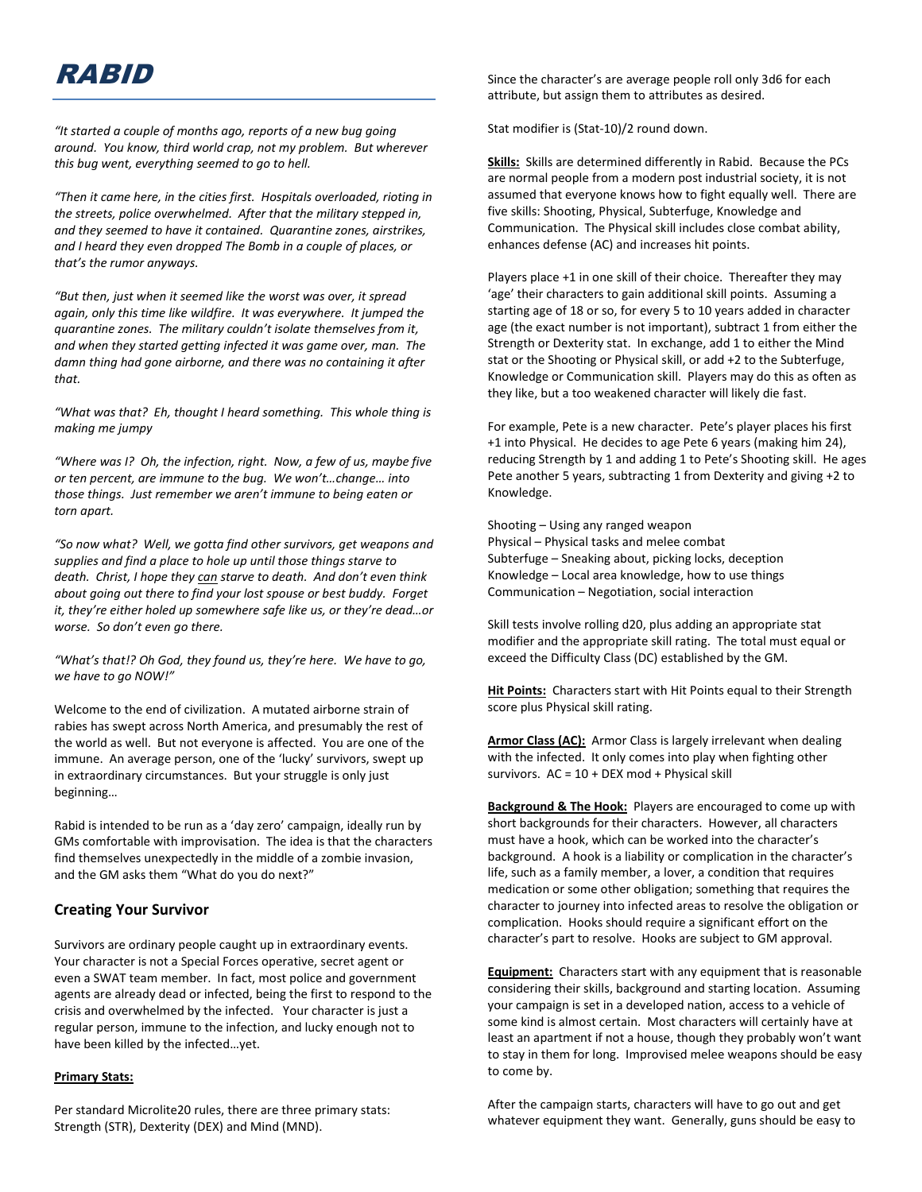# RABID

*"It started a couple of months ago, reports of a new bug going around. You know, third world crap, not my problem. But wherever this bug went, everything seemed to go to hell.*

*"Then it came here, in the cities first. Hospitals overloaded, rioting in the streets, police overwhelmed. After that the military stepped in, and they seemed to have it contained. Quarantine zones, airstrikes, and I heard they even dropped The Bomb in a couple of places, or that's the rumor anyways.*

*"But then, just when it seemed like the worst was over, it spread again, only this time like wildfire. It was everywhere. It jumped the quarantine zones. The military couldn't isolate themselves from it, and when they started getting infected it was game over, man. The damn thing had gone airborne, and there was no containing it after that.*

*"What was that? Eh, thought I heard something. This whole thing is making me jumpy*

*"Where was I? Oh, the infection, right. Now, a few of us, maybe five or ten percent, are immune to the bug. We won't…change… into those things. Just remember we aren't immune to being eaten or torn apart.*

*"So now what? Well, we gotta find other survivors, get weapons and supplies and find a place to hole up until those things starve to death. Christ, I hope they can starve to death. And don't even think about going out there to find your lost spouse or best buddy. Forget it, they're either holed up somewhere safe like us, or they're dead…or worse. So don't even go there.*

*"What's that!? Oh God, they found us, they're here. We have to go, we have to go NOW!"*

Welcome to the end of civilization. A mutated airborne strain of rabies has swept across North America, and presumably the rest of the world as well. But not everyone is affected. You are one of the immune. An average person, one of the 'lucky' survivors, swept up in extraordinary circumstances. But your struggle is only just beginning…

Rabid is intended to be run as a 'day zero' campaign, ideally run by GMs comfortable with improvisation. The idea is that the characters find themselves unexpectedly in the middle of a zombie invasion, and the GM asks them "What do you do next?"

## Creating Your Survivor

Survivors are ordinary people caught up in extraordinary events. Your character is not a Special Forces operative, secret agent or even a SWAT team member. In fact, most police and government agents are already dead or infected, being the first to respond to the crisis and overwhelmed by the infected. Your character is just a regular person, immune to the infection, and lucky enough not to have been killed by the infected…yet.

**Primary Stats:**

Per standard Microlite20 rules, there are three primary stats: Strength (STR), Dexterity (DEX) and Mind (MND).

Since the character's are average people roll only 3d6 for each attribute, but assign them to attributes as desired.

Stat modifier is (Stat-10)/2 round down.

**Skills:** Skills are determined differently in Rabid. Because the PCs are normal people from a modern post industrial society, it is not assumed that everyone knows how to fight equally well. There are five skills: Shooting, Physical, Subterfuge, Knowledge and Communication. The Physical skill includes close combat ability, enhances defense (AC) and increases hit points.

Players place +1 in one skill of their choice. Thereafter they may 'age' their characters to gain additional skill points. Assuming a starting age of 18 or so, for every 5 to 10 years added in character age (the exact number is not important), subtract 1 from either the Strength or Dexterity stat. In exchange, add 1 to either the Mind stat or the Shooting or Physical skill, or add +2 to the Subterfuge, Knowledge or Communication skill. Players may do this as often as they like, but a too weakened character will likely die fast.

For example, Pete is a new character. Pete's player places his first +1 into Physical. He decides to age Pete 6 years (making him 24), reducing Strength by 1 and adding 1 to Pete's Shooting skill. He ages Pete another 5 years, subtracting 1 from Dexterity and giving +2 to Knowledge.

Shooting – Using any ranged weapon
Physical – Physical tasks and melee combat
Subterfuge – Sneaking about, picking locks, deception
Knowledge – Local area knowledge, how to use things
Communication – Negotiation, social interaction

Skill tests involve rolling d20, plus adding an appropriate stat modifier and the appropriate skill rating. The total must equal or exceed the Difficulty Class (DC) established by the GM.

**Hit Points:** Characters start with Hit Points equal to their Strength score plus Physical skill rating.

**Armor Class (AC):** Armor Class is largely irrelevant when dealing with the infected. It only comes into play when fighting other survivors. AC = 10 + DEX mod + Physical skill

**Background & The Hook:** Players are encouraged to come up with short backgrounds for their characters. However, all characters must have a hook, which can be worked into the character's background. A hook is a liability or complication in the character's life, such as a family member, a lover, a condition that requires medication or some other obligation; something that requires the character to journey into infected areas to resolve the obligation or complication. Hooks should require a significant effort on the character's part to resolve. Hooks are subject to GM approval.

**Equipment:** Characters start with any equipment that is reasonable considering their skills, background and starting location. Assuming your campaign is set in a developed nation, access to a vehicle of some kind is almost certain. Most characters will certainly have at least an apartment if not a house, though they probably won't want to stay in them for long. Improvised melee weapons should be easy to come by.

After the campaign starts, characters will have to go out and get whatever equipment they want. Generally, guns should be easy to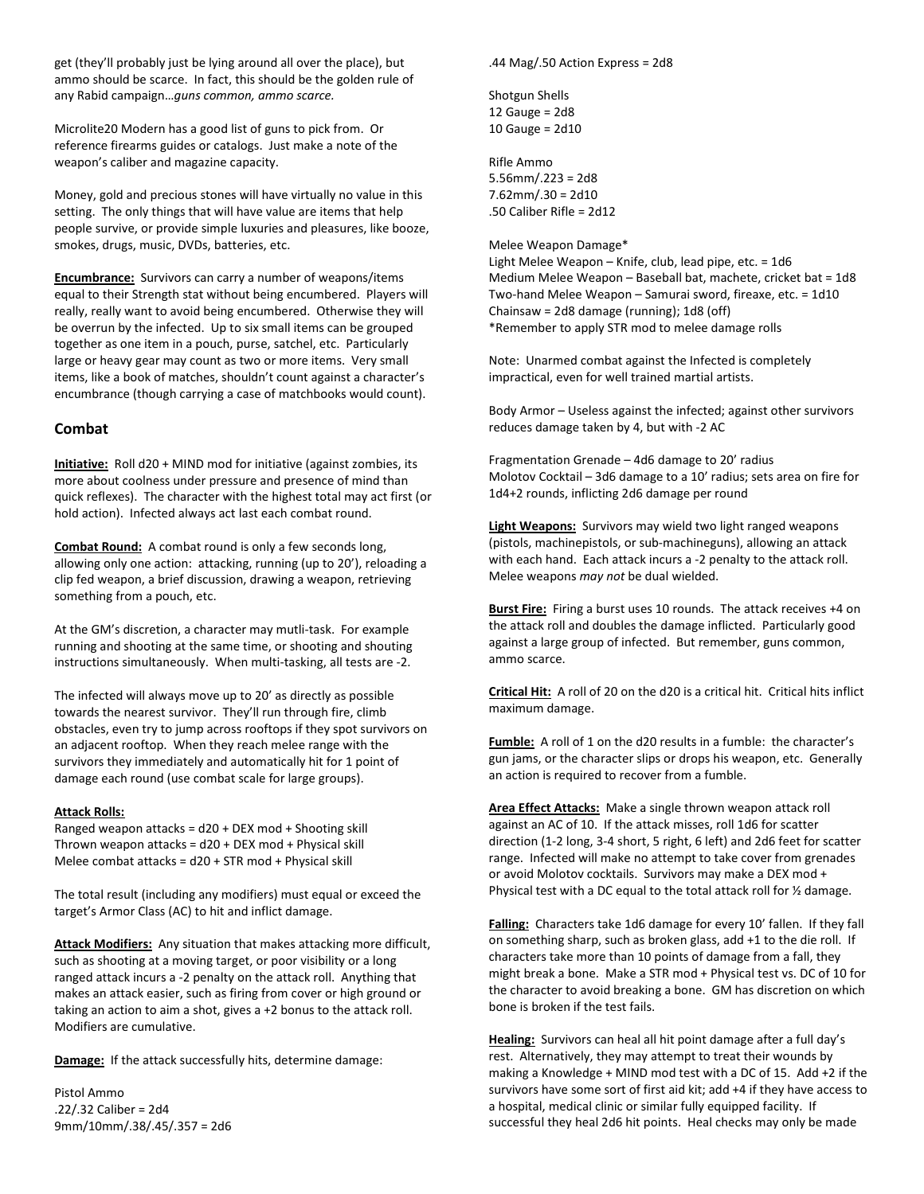get (they'll probably just be lying around all over the place), but ammo should be scarce. In fact, this should be the golden rule of any Rabid campaign…*guns common, ammo scarce.*

Microlite20 Modern has a good list of guns to pick from. Or reference firearms guides or catalogs. Just make a note of the weapon's caliber and magazine capacity.

Money, gold and precious stones will have virtually no value in this setting. The only things that will have value are items that help people survive, or provide simple luxuries and pleasures, like booze, smokes, drugs, music, DVDs, batteries, etc.

**Encumbrance:** Survivors can carry a number of weapons/items equal to their Strength stat without being encumbered. Players will really, really want to avoid being encumbered. Otherwise they will be overrun by the infected. Up to six small items can be grouped together as one item in a pouch, purse, satchel, etc. Particularly large or heavy gear may count as two or more items. Very small items, like a book of matches, shouldn't count against a character's encumbrance (though carrying a case of matchbooks would count).

## Combat

**Initiative:** Roll d20 + MIND mod for initiative (against zombies, its more about coolness under pressure and presence of mind than quick reflexes). The character with the highest total may act first (or hold action). Infected always act last each combat round.

**Combat Round:** A combat round is only a few seconds long, allowing only one action: attacking, running (up to 20'), reloading a clip fed weapon, a brief discussion, drawing a weapon, retrieving something from a pouch, etc.

At the GM's discretion, a character may mutli-task. For example running and shooting at the same time, or shooting and shouting instructions simultaneously. When multi-tasking, all tests are -2.

The infected will always move up to 20' as directly as possible towards the nearest survivor. They'll run through fire, climb obstacles, even try to jump across rooftops if they spot survivors on an adjacent rooftop. When they reach melee range with the survivors they immediately and automatically hit for 1 point of damage each round (use combat scale for large groups).

**Attack Rolls:**

Ranged weapon attacks = d20 + DEX mod + Shooting skill
Thrown weapon attacks = d20 + DEX mod + Physical skill
Melee combat attacks = d20 + STR mod + Physical skill

The total result (including any modifiers) must equal or exceed the target's Armor Class (AC) to hit and inflict damage.

**Attack Modifiers:** Any situation that makes attacking more difficult, such as shooting at a moving target, or poor visibility or a long ranged attack incurs a -2 penalty on the attack roll. Anything that makes an attack easier, such as firing from cover or high ground or taking an action to aim a shot, gives a +2 bonus to the attack roll. Modifiers are cumulative.

**Damage:** If the attack successfully hits, determine damage:

Pistol Ammo
.22/.32 Caliber = 2d4
9mm/10mm/.38/.45/.357 = 2d6
.44 Mag/.50 Action Express = 2d8

Shotgun Shells
12 Gauge = 2d8
10 Gauge = 2d10

Rifle Ammo
5.56mm/.223 = 2d8
7.62mm/.30 = 2d10
.50 Caliber Rifle = 2d12

Melee Weapon Damage*
Light Melee Weapon – Knife, club, lead pipe, etc. = 1d6
Medium Melee Weapon – Baseball bat, machete, cricket bat = 1d8
Two-hand Melee Weapon – Samurai sword, fireaxe, etc. = 1d10
Chainsaw = 2d8 damage (running); 1d8 (off)
*Remember to apply STR mod to melee damage rolls

Note: Unarmed combat against the Infected is completely impractical, even for well trained martial artists.

Body Armor – Useless against the infected; against other survivors reduces damage taken by 4, but with -2 AC

Fragmentation Grenade – 4d6 damage to 20' radius
Molotov Cocktail – 3d6 damage to a 10' radius; sets area on fire for 1d4+2 rounds, inflicting 2d6 damage per round

**Light Weapons:** Survivors may wield two light ranged weapons (pistols, machinepistols, or sub-machineguns), allowing an attack with each hand. Each attack incurs a -2 penalty to the attack roll. Melee weapons *may not* be dual wielded.

**Burst Fire:** Firing a burst uses 10 rounds. The attack receives +4 on the attack roll and doubles the damage inflicted. Particularly good against a large group of infected. But remember, guns common, ammo scarce.

**Critical Hit:** A roll of 20 on the d20 is a critical hit. Critical hits inflict maximum damage.

**Fumble:** A roll of 1 on the d20 results in a fumble: the character's gun jams, or the character slips or drops his weapon, etc. Generally an action is required to recover from a fumble.

**Area Effect Attacks:** Make a single thrown weapon attack roll against an AC of 10. If the attack misses, roll 1d6 for scatter direction (1-2 long, 3-4 short, 5 right, 6 left) and 2d6 feet for scatter range. Infected will make no attempt to take cover from grenades or avoid Molotov cocktails. Survivors may make a DEX mod + Physical test with a DC equal to the total attack roll for ½ damage.

**Falling:** Characters take 1d6 damage for every 10' fallen. If they fall on something sharp, such as broken glass, add +1 to the die roll. If characters take more than 10 points of damage from a fall, they might break a bone. Make a STR mod + Physical test vs. DC of 10 for the character to avoid breaking a bone. GM has discretion on which bone is broken if the test fails.

**Healing:** Survivors can heal all hit point damage after a full day's rest. Alternatively, they may attempt to treat their wounds by making a Knowledge + MIND mod test with a DC of 15. Add +2 if the survivors have some sort of first aid kit; add +4 if they have access to a hospital, medical clinic or similar fully equipped facility. If successful they heal 2d6 hit points. Heal checks may only be made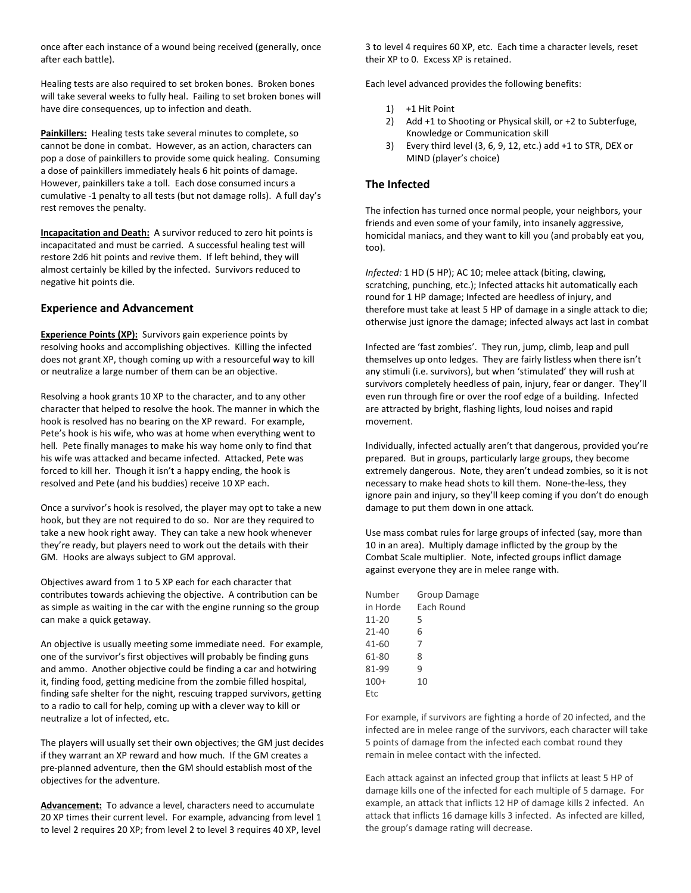once after each instance of a wound being received (generally, once after each battle).

Healing tests are also required to set broken bones. Broken bones will take several weeks to fully heal. Failing to set broken bones will have dire consequences, up to infection and death.

**Painkillers:** Healing tests take several minutes to complete, so cannot be done in combat. However, as an action, characters can pop a dose of painkillers to provide some quick healing. Consuming a dose of painkillers immediately heals 6 hit points of damage. However, painkillers take a toll. Each dose consumed incurs a cumulative -1 penalty to all tests (but not damage rolls). A full day's rest removes the penalty.

**Incapacitation and Death:** A survivor reduced to zero hit points is incapacitated and must be carried. A successful healing test will restore 2d6 hit points and revive them. If left behind, they will almost certainly be killed by the infected. Survivors reduced to negative hit points die.

## Experience and Advancement

**Experience Points (XP):** Survivors gain experience points by resolving hooks and accomplishing objectives. Killing the infected does not grant XP, though coming up with a resourceful way to kill or neutralize a large number of them can be an objective.

Resolving a hook grants 10 XP to the character, and to any other character that helped to resolve the hook. The manner in which the hook is resolved has no bearing on the XP reward. For example, Pete's hook is his wife, who was at home when everything went to hell. Pete finally manages to make his way home only to find that his wife was attacked and became infected. Attacked, Pete was forced to kill her. Though it isn't a happy ending, the hook is resolved and Pete (and his buddies) receive 10 XP each.

Once a survivor's hook is resolved, the player may opt to take a new hook, but they are not required to do so. Nor are they required to take a new hook right away. They can take a new hook whenever they're ready, but players need to work out the details with their GM. Hooks are always subject to GM approval.

Objectives award from 1 to 5 XP each for each character that contributes towards achieving the objective. A contribution can be as simple as waiting in the car with the engine running so the group can make a quick getaway.

An objective is usually meeting some immediate need. For example, one of the survivor's first objectives will probably be finding guns and ammo. Another objective could be finding a car and hotwiring it, finding food, getting medicine from the zombie filled hospital, finding safe shelter for the night, rescuing trapped survivors, getting to a radio to call for help, coming up with a clever way to kill or neutralize a lot of infected, etc.

The players will usually set their own objectives; the GM just decides if they warrant an XP reward and how much. If the GM creates a pre-planned adventure, then the GM should establish most of the objectives for the adventure.

**Advancement:** To advance a level, characters need to accumulate 20 XP times their current level. For example, advancing from level 1 to level 2 requires 20 XP; from level 2 to level 3 requires 40 XP, level 3 to level 4 requires 60 XP, etc. Each time a character levels, reset their XP to 0. Excess XP is retained.

Each level advanced provides the following benefits:

1) +1 Hit Point
2) Add +1 to Shooting or Physical skill, or +2 to Subterfuge, Knowledge or Communication skill
3) Every third level (3, 6, 9, 12, etc.) add +1 to STR, DEX or MIND (player's choice)

## The Infected

The infection has turned once normal people, your neighbors, your friends and even some of your family, into insanely aggressive, homicidal maniacs, and they want to kill you (and probably eat you, too).

*Infected:* 1 HD (5 HP); AC 10; melee attack (biting, clawing, scratching, punching, etc.); Infected attacks hit automatically each round for 1 HP damage; Infected are heedless of injury, and therefore must take at least 5 HP of damage in a single attack to die; otherwise just ignore the damage; infected always act last in combat

Infected are 'fast zombies'. They run, jump, climb, leap and pull themselves up onto ledges. They are fairly listless when there isn't any stimuli (i.e. survivors), but when 'stimulated' they will rush at survivors completely heedless of pain, injury, fear or danger. They'll even run through fire or over the roof edge of a building. Infected are attracted by bright, flashing lights, loud noises and rapid movement.

Individually, infected actually aren't that dangerous, provided you're prepared. But in groups, particularly large groups, they become extremely dangerous. Note, they aren't undead zombies, so it is not necessary to make head shots to kill them. None-the-less, they ignore pain and injury, so they'll keep coming if you don't do enough damage to put them down in one attack.

Use mass combat rules for large groups of infected (say, more than 10 in an area). Multiply damage inflicted by the group by the Combat Scale multiplier. Note, infected groups inflict damage against everyone they are in melee range with.

| Number in Horde | Group Damage Each Round |
|---|---|
| 11-20 | 5 |
| 21-40 | 6 |
| 41-60 | 7 |
| 61-80 | 8 |
| 81-99 | 9 |
| 100+ | 10 |
| Etc | |

For example, if survivors are fighting a horde of 20 infected, and the infected are in melee range of the survivors, each character will take 5 points of damage from the infected each combat round they remain in melee contact with the infected.

Each attack against an infected group that inflicts at least 5 HP of damage kills one of the infected for each multiple of 5 damage. For example, an attack that inflicts 12 HP of damage kills 2 infected. An attack that inflicts 16 damage kills 3 infected. As infected are killed, the group's damage rating will decrease.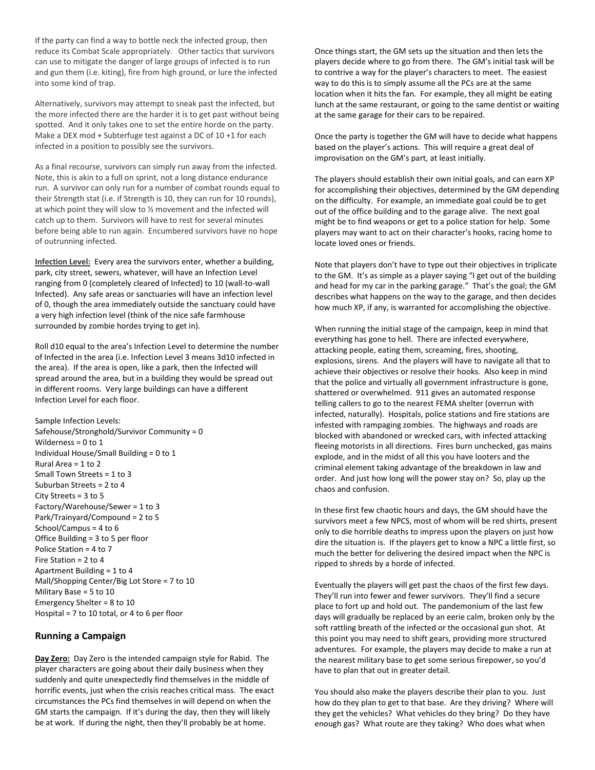If the party can find a way to bottle neck the infected group, then reduce its Combat Scale appropriately. Other tactics that survivors can use to mitigate the danger of large groups of infected is to run and gun them (i.e. kiting), fire from high ground, or lure the infected into some kind of trap.

Alternatively, survivors may attempt to sneak past the infected, but the more infected there are the harder it is to get past without being spotted. And it only takes one to set the entire horde on the party. Make a DEX mod + Subterfuge test against a DC of 10 +1 for each infected in a position to possibly see the survivors.

As a final recourse, survivors can simply run away from the infected. Note, this is akin to a full on sprint, not a long distance endurance run. A survivor can only run for a number of combat rounds equal to their Strength stat (i.e. if Strength is 10, they can run for 10 rounds), at which point they will slow to ½ movement and the infected will catch up to them. Survivors will have to rest for several minutes before being able to run again. Encumbered survivors have no hope of outrunning infected.

**Infection Level:** Every area the survivors enter, whether a building, park, city street, sewers, whatever, will have an Infection Level ranging from 0 (completely cleared of Infected) to 10 (wall-to-wall Infected). Any safe areas or sanctuaries will have an infection level of 0, though the area immediately outside the sanctuary could have a very high infection level (think of the nice safe farmhouse surrounded by zombie hordes trying to get in).

Roll d10 equal to the area's Infection Level to determine the number of Infected in the area (i.e. Infection Level 3 means 3d10 infected in the area). If the area is open, like a park, then the Infected will spread around the area, but in a building they would be spread out in different rooms. Very large buildings can have a different Infection Level for each floor.

Sample Infection Levels:
Safehouse/Stronghold/Survivor Community = 0
Wilderness = 0 to 1
Individual House/Small Building = 0 to 1
Rural Area = 1 to 2
Small Town Streets = 1 to 3
Suburban Streets = 2 to 4
City Streets = 3 to 5
Factory/Warehouse/Sewer = 1 to 3
Park/Trainyard/Compound = 2 to 5
School/Campus = 4 to 6
Office Building = 3 to 5 per floor
Police Station = 4 to 7
Fire Station = 2 to 4
Apartment Building = 1 to 4
Mall/Shopping Center/Big Lot Store = 7 to 10
Military Base = 5 to 10
Emergency Shelter = 8 to 10
Hospital = 7 to 10 total, or 4 to 6 per floor

## Running a Campaign

**Day Zero:** Day Zero is the intended campaign style for Rabid. The player characters are going about their daily business when they suddenly and quite unexpectedly find themselves in the middle of horrific events, just when the crisis reaches critical mass. The exact circumstances the PCs find themselves in will depend on when the GM starts the campaign. If it's during the day, then they will likely be at work. If during the night, then they'll probably be at home.

Once things start, the GM sets up the situation and then lets the players decide where to go from there. The GM's initial task will be to contrive a way for the player's characters to meet. The easiest way to do this is to simply assume all the PCs are at the same location when it hits the fan. For example, they all might be eating lunch at the same restaurant, or going to the same dentist or waiting at the same garage for their cars to be repaired.

Once the party is together the GM will have to decide what happens based on the player's actions. This will require a great deal of improvisation on the GM's part, at least initially.

The players should establish their own initial goals, and can earn XP for accomplishing their objectives, determined by the GM depending on the difficulty. For example, an immediate goal could be to get out of the office building and to the garage alive. The next goal might be to find weapons or get to a police station for help. Some players may want to act on their character's hooks, racing home to locate loved ones or friends.

Note that players don't have to type out their objectives in triplicate to the GM. It's as simple as a player saying "I get out of the building and head for my car in the parking garage." That's the goal; the GM describes what happens on the way to the garage, and then decides how much XP, if any, is warranted for accomplishing the objective.

When running the initial stage of the campaign, keep in mind that everything has gone to hell. There are infected everywhere, attacking people, eating them, screaming, fires, shooting, explosions, sirens. And the players will have to navigate all that to achieve their objectives or resolve their hooks. Also keep in mind that the police and virtually all government infrastructure is gone, shattered or overwhelmed. 911 gives an automated response telling callers to go to the nearest FEMA shelter (overrun with infected, naturally). Hospitals, police stations and fire stations are infested with rampaging zombies. The highways and roads are blocked with abandoned or wrecked cars, with infected attacking fleeing motorists in all directions. Fires burn unchecked, gas mains explode, and in the midst of all this you have looters and the criminal element taking advantage of the breakdown in law and order. And just how long will the power stay on? So, play up the chaos and confusion.

In these first few chaotic hours and days, the GM should have the survivors meet a few NPCS, most of whom will be red shirts, present only to die horrible deaths to impress upon the players on just how dire the situation is. If the players get to know a NPC a little first, so much the better for delivering the desired impact when the NPC is ripped to shreds by a horde of infected.

Eventually the players will get past the chaos of the first few days. They'll run into fewer and fewer survivors. They'll find a secure place to fort up and hold out. The pandemonium of the last few days will gradually be replaced by an eerie calm, broken only by the soft rattling breath of the infected or the occasional gun shot. At this point you may need to shift gears, providing more structured adventures. For example, the players may decide to make a run at the nearest military base to get some serious firepower, so you'd have to plan that out in greater detail.

You should also make the players describe their plan to you. Just how do they plan to get to that base. Are they driving? Where will they get the vehicles? What vehicles do they bring? Do they have enough gas? What route are they taking? Who does what when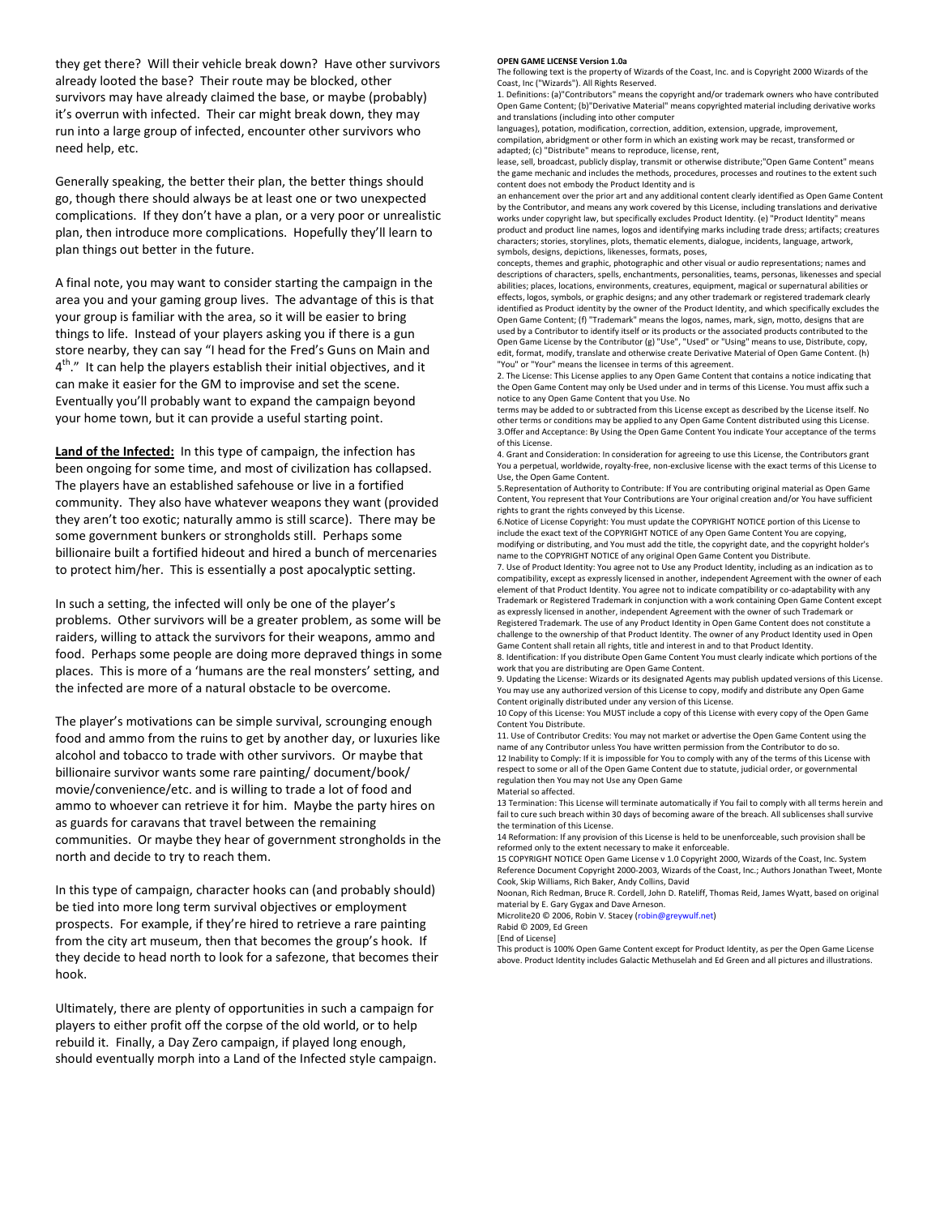they get there? Will their vehicle break down? Have other survivors already looted the base? Their route may be blocked, other survivors may have already claimed the base, or maybe (probably) it's overrun with infected. Their car might break down, they may run into a large group of infected, encounter other survivors who need help, etc.

Generally speaking, the better their plan, the better things should go, though there should always be at least one or two unexpected complications. If they don't have a plan, or a very poor or unrealistic plan, then introduce more complications. Hopefully they'll learn to plan things out better in the future.

A final note, you may want to consider starting the campaign in the area you and your gaming group lives. The advantage of this is that your group is familiar with the area, so it will be easier to bring things to life. Instead of your players asking you if there is a gun store nearby, they can say "I head for the Fred's Guns on Main and 4th." It can help the players establish their initial objectives, and it can make it easier for the GM to improvise and set the scene. Eventually you'll probably want to expand the campaign beyond your home town, but it can provide a useful starting point.

**Land of the Infected:** In this type of campaign, the infection has been ongoing for some time, and most of civilization has collapsed. The players have an established safehouse or live in a fortified community. They also have whatever weapons they want (provided they aren't too exotic; naturally ammo is still scarce). There may be some government bunkers or strongholds still. Perhaps some billionaire built a fortified hideout and hired a bunch of mercenaries to protect him/her. This is essentially a post apocalyptic setting.

In such a setting, the infected will only be one of the player's problems. Other survivors will be a greater problem, as some will be raiders, willing to attack the survivors for their weapons, ammo and food. Perhaps some people are doing more depraved things in some places. This is more of a 'humans are the real monsters' setting, and the infected are more of a natural obstacle to be overcome.

The player's motivations can be simple survival, scrounging enough food and ammo from the ruins to get by another day, or luxuries like alcohol and tobacco to trade with other survivors. Or maybe that billionaire survivor wants some rare painting/ document/book/ movie/convenience/etc. and is willing to trade a lot of food and ammo to whoever can retrieve it for him. Maybe the party hires on as guards for caravans that travel between the remaining communities. Or maybe they hear of government strongholds in the north and decide to try to reach them.

In this type of campaign, character hooks can (and probably should) be tied into more long term survival objectives or employment prospects. For example, if they're hired to retrieve a rare painting from the city art museum, then that becomes the group's hook. If they decide to head north to look for a safezone, that becomes their hook.

Ultimately, there are plenty of opportunities in such a campaign for players to either profit off the corpse of the old world, or to help rebuild it. Finally, a Day Zero campaign, if played long enough, should eventually morph into a Land of the Infected style campaign.

**OPEN GAME LICENSE Version 1.0a**

The following text is the property of Wizards of the Coast, Inc. and is Copyright 2000 Wizards of the Coast, Inc ("Wizards"). All Rights Reserved.

1. Definitions: (a)"Contributors" means the copyright and/or trademark owners who have contributed Open Game Content; (b)"Derivative Material" means copyrighted material including derivative works and translations (including into other computer languages), potation, modification, correction, addition, extension, upgrade, improvement, compilation, abridgment or other form in which an existing work may be recast, transformed or adapted; (c) "Distribute" means to reproduce, license, rent, lease, sell, broadcast, publicly display, transmit or otherwise distribute;"Open Game Content" means the game mechanic and includes the methods, procedures, processes and routines to the extent such content does not embody the Product Identity and is an enhancement over the prior art and any additional content clearly identified as Open Game Content by the Contributor, and means any work covered by this License, including translations and derivative works under copyright law, but specifically excludes Product Identity. (e) "Product Identity" means product and product line names, logos and identifying marks including trade dress; artifacts; creatures characters; stories, storylines, plots, thematic elements, dialogue, incidents, language, artwork, symbols, designs, depictions, likenesses, formats, poses, concepts, themes and graphic, photographic and other visual or audio representations; names and descriptions of characters, spells, enchantments, personalities, teams, personas, likenesses and special abilities; places, locations, environments, creatures, equipment, magical or supernatural abilities or effects, logos, symbols, or graphic designs; and any other trademark or registered trademark clearly identified as Product identity by the owner of the Product Identity, and which specifically excludes the Open Game Content; (f) "Trademark" means the logos, names, mark, sign, motto, designs that are used by a Contributor to identify itself or its products or the associated products contributed to the Open Game License by the Contributor (g) "Use", "Used" or "Using" means to use, Distribute, copy, edit, format, modify, translate and otherwise create Derivative Material of Open Game Content. (h) "You" or "Your" means the licensee in terms of this agreement.
2. The License: This License applies to any Open Game Content that contains a notice indicating that the Open Game Content may only be Used under and in terms of this License. You must affix such a notice to any Open Game Content that you Use. No terms may be added to or subtracted from this License except as described by the License itself. No other terms or conditions may be applied to any Open Game Content distributed using this License.
3.Offer and Acceptance: By Using the Open Game Content You indicate Your acceptance of the terms of this License.
4. Grant and Consideration: In consideration for agreeing to use this License, the Contributors grant You a perpetual, worldwide, royalty-free, non-exclusive license with the exact terms of this License to Use, the Open Game Content.
5.Representation of Authority to Contribute: If You are contributing original material as Open Game Content, You represent that Your Contributions are Your original creation and/or You have sufficient rights to grant the rights conveyed by this License.
6.Notice of License Copyright: You must update the COPYRIGHT NOTICE portion of this License to include the exact text of the COPYRIGHT NOTICE of any Open Game Content You are copying, modifying or distributing, and You must add the title, the copyright date, and the copyright holder's name to the COPYRIGHT NOTICE of any original Open Game Content you Distribute.
7. Use of Product Identity: You agree not to Use any Product Identity, including as an indication as to compatibility, except as expressly licensed in another, independent Agreement with the owner of each element of that Product Identity. You agree not to indicate compatibility or co-adaptability with any Trademark or Registered Trademark in conjunction with a work containing Open Game Content except as expressly licensed in another, independent Agreement with the owner of such Trademark or Registered Trademark. The use of any Product Identity in Open Game Content does not constitute a challenge to the ownership of that Product Identity. The owner of any Product Identity used in Open Game Content shall retain all rights, title and interest in and to that Product Identity.
8. Identification: If you distribute Open Game Content You must clearly indicate which portions of the work that you are distributing are Open Game Content.
9. Updating the License: Wizards or its designated Agents may publish updated versions of this License. You may use any authorized version of this License to copy, modify and distribute any Open Game Content originally distributed under any version of this License.
10 Copy of this License: You MUST include a copy of this License with every copy of the Open Game Content You Distribute.
11. Use of Contributor Credits: You may not market or advertise the Open Game Content using the name of any Contributor unless You have written permission from the Contributor to do so.
12 Inability to Comply: If it is impossible for You to comply with any of the terms of this License with respect to some or all of the Open Game Content due to statute, judicial order, or governmental regulation then You may not Use any Open Game Material so affected.
13 Termination: This License will terminate automatically if You fail to comply with all terms herein and fail to cure such breach within 30 days of becoming aware of the breach. All sublicenses shall survive the termination of this License.
14 Reformation: If any provision of this License is held to be unenforceable, such provision shall be reformed only to the extent necessary to make it enforceable.
15 COPYRIGHT NOTICE Open Game License v 1.0 Copyright 2000, Wizards of the Coast, Inc. System Reference Document Copyright 2000-2003, Wizards of the Coast, Inc.; Authors Jonathan Tweet, Monte Cook, Skip Williams, Rich Baker, Andy Collins, David Noonan, Rich Redman, Bruce R. Cordell, John D. Rateliff, Thomas Reid, James Wyatt, based on original material by E. Gary Gygax and Dave Arneson.

Microlite20 © 2006, Robin V. Stacey (robin@greywulf.net)

Rabid © 2009, Ed Green

[End of License]

This product is 100% Open Game Content except for Product Identity, as per the Open Game License above. Product Identity includes Galactic Methuselah and Ed Green and all pictures and illustrations.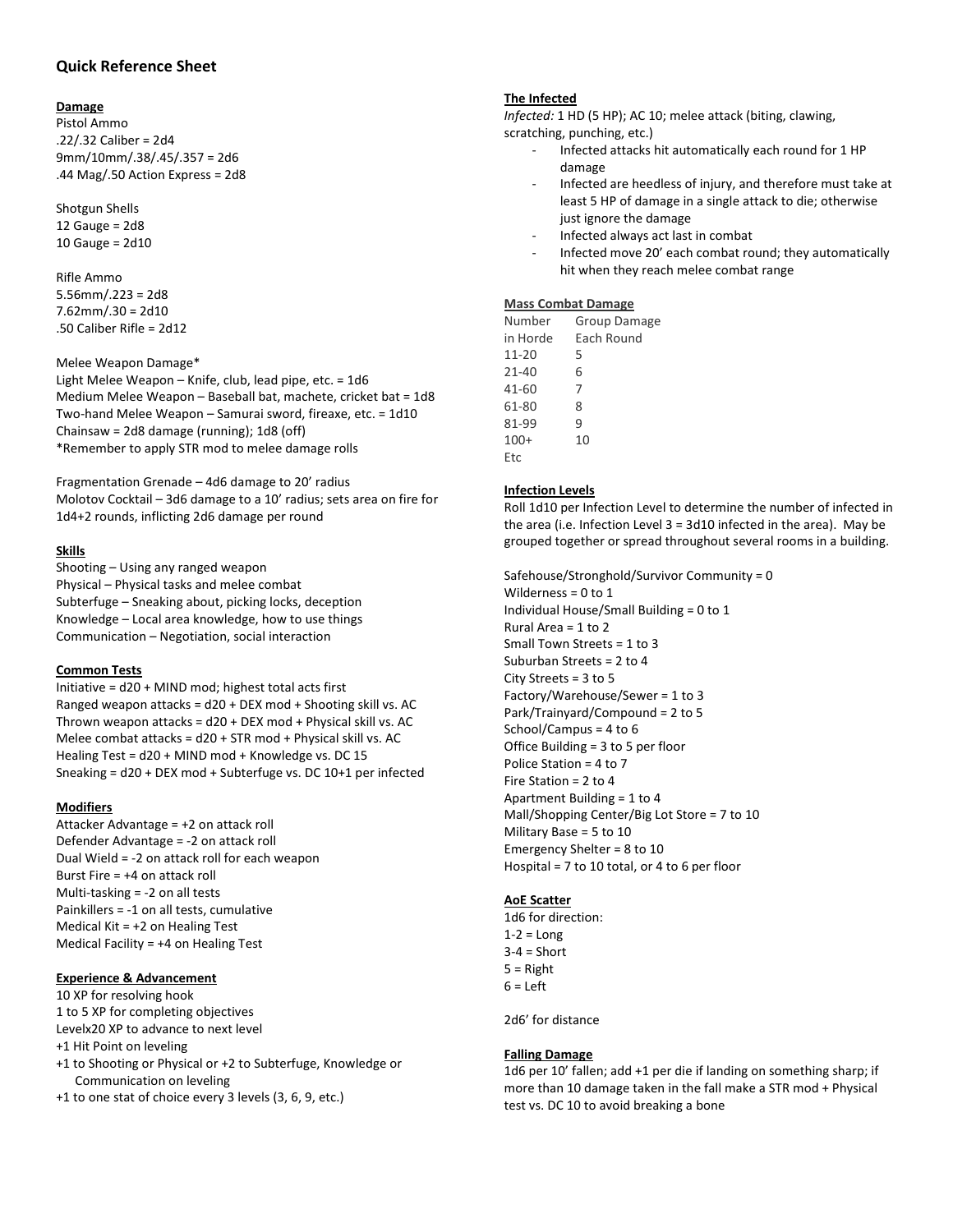# Quick Reference Sheet

## Damage

Pistol Ammo
.22/.32 Caliber = 2d4
9mm/10mm/.38/.45/.357 = 2d6
.44 Mag/.50 Action Express = 2d8

Shotgun Shells
12 Gauge = 2d8
10 Gauge = 2d10

Rifle Ammo
5.56mm/.223 = 2d8
7.62mm/.30 = 2d10
.50 Caliber Rifle = 2d12

Melee Weapon Damage*
Light Melee Weapon – Knife, club, lead pipe, etc. = 1d6
Medium Melee Weapon – Baseball bat, machete, cricket bat = 1d8
Two-hand Melee Weapon – Samurai sword, fireaxe, etc. = 1d10
Chainsaw = 2d8 damage (running); 1d8 (off)
*Remember to apply STR mod to melee damage rolls

Fragmentation Grenade – 4d6 damage to 20' radius
Molotov Cocktail – 3d6 damage to a 10' radius; sets area on fire for 1d4+2 rounds, inflicting 2d6 damage per round

## Skills

Shooting – Using any ranged weapon
Physical – Physical tasks and melee combat
Subterfuge – Sneaking about, picking locks, deception
Knowledge – Local area knowledge, how to use things
Communication – Negotiation, social interaction

## Common Tests

Initiative = d20 + MIND mod; highest total acts first
Ranged weapon attacks = d20 + DEX mod + Shooting skill vs. AC
Thrown weapon attacks = d20 + DEX mod + Physical skill vs. AC
Melee combat attacks = d20 + STR mod + Physical skill vs. AC
Healing Test = d20 + MIND mod + Knowledge vs. DC 15
Sneaking = d20 + DEX mod + Subterfuge vs. DC 10+1 per infected

## Modifiers

Attacker Advantage = +2 on attack roll
Defender Advantage = -2 on attack roll
Dual Wield = -2 on attack roll for each weapon
Burst Fire = +4 on attack roll
Multi-tasking = -2 on all tests
Painkillers = -1 on all tests, cumulative
Medical Kit = +2 on Healing Test
Medical Facility = +4 on Healing Test

## Experience & Advancement

10 XP for resolving hook
1 to 5 XP for completing objectives
Levelx20 XP to advance to next level
+1 Hit Point on leveling
+1 to Shooting or Physical or +2 to Subterfuge, Knowledge or Communication on leveling
+1 to one stat of choice every 3 levels (3, 6, 9, etc.)

## The Infected

*Infected:* 1 HD (5 HP); AC 10; melee attack (biting, clawing, scratching, punching, etc.)

- Infected attacks hit automatically each round for 1 HP damage
- Infected are heedless of injury, and therefore must take at least 5 HP of damage in a single attack to die; otherwise just ignore the damage
- Infected always act last in combat
- Infected move 20' each combat round; they automatically hit when they reach melee combat range

## Mass Combat Damage

| Number in Horde | Group Damage Each Round |
|---|---|
| 11-20 | 5 |
| 21-40 | 6 |
| 41-60 | 7 |
| 61-80 | 8 |
| 81-99 | 9 |
| 100+ | 10 |
| Etc | |

## Infection Levels

Roll 1d10 per Infection Level to determine the number of infected in the area (i.e. Infection Level 3 = 3d10 infected in the area). May be grouped together or spread throughout several rooms in a building.

Safehouse/Stronghold/Survivor Community = 0
Wilderness = 0 to 1
Individual House/Small Building = 0 to 1
Rural Area = 1 to 2
Small Town Streets = 1 to 3
Suburban Streets = 2 to 4
City Streets = 3 to 5
Factory/Warehouse/Sewer = 1 to 3
Park/Trainyard/Compound = 2 to 5
School/Campus = 4 to 6
Office Building = 3 to 5 per floor
Police Station = 4 to 7
Fire Station = 2 to 4
Apartment Building = 1 to 4
Mall/Shopping Center/Big Lot Store = 7 to 10
Military Base = 5 to 10
Emergency Shelter = 8 to 10
Hospital = 7 to 10 total, or 4 to 6 per floor

## AoE Scatter

1d6 for direction:
1-2 = Long
3-4 = Short
5 = Right
6 = Left

2d6' for distance

## Falling Damage

1d6 per 10' fallen; add +1 per die if landing on something sharp; if more than 10 damage taken in the fall make a STR mod + Physical test vs. DC 10 to avoid breaking a bone